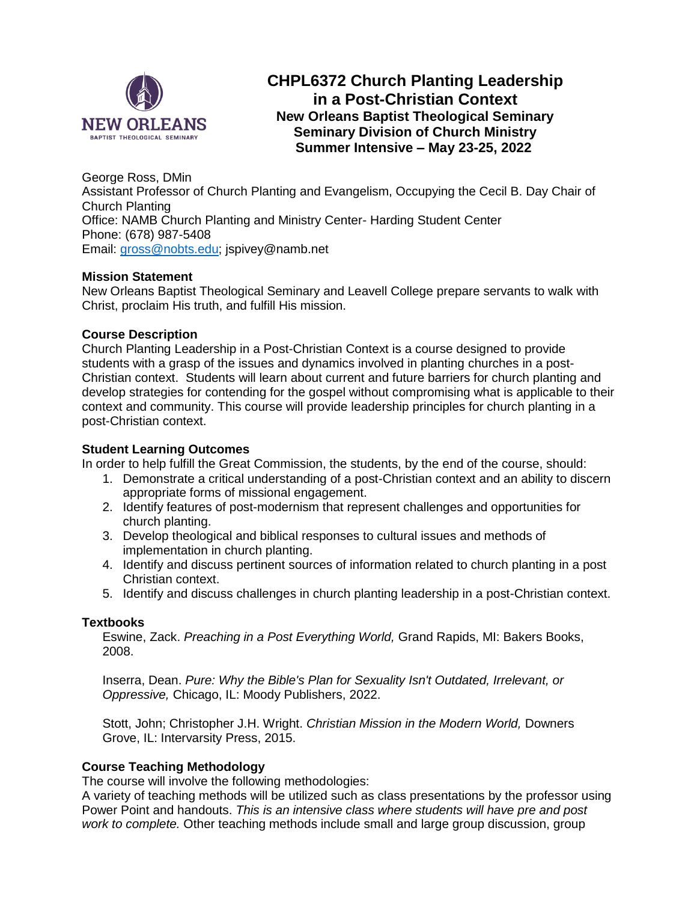# CHPL6372 Church Planting Leadership in a Post-Christian Context

**New Orleans Baptist Theological Seminary**
**Seminary Division of Church Ministry**
**Summer Intensive – May 23-25, 2022**

George Ross, DMin
Assistant Professor of Church Planting and Evangelism, Occupying the Cecil B. Day Chair of Church Planting
Office: NAMB Church Planting and Ministry Center- Harding Student Center
Phone: (678) 987-5408
Email: gross@nobts.edu; jspivey@namb.net

### Mission Statement

New Orleans Baptist Theological Seminary and Leavell College prepare servants to walk with Christ, proclaim His truth, and fulfill His mission.

### Course Description

Church Planting Leadership in a Post-Christian Context is a course designed to provide students with a grasp of the issues and dynamics involved in planting churches in a post-Christian context. Students will learn about current and future barriers for church planting and develop strategies for contending for the gospel without compromising what is applicable to their context and community. This course will provide leadership principles for church planting in a post-Christian context.

### Student Learning Outcomes

In order to help fulfill the Great Commission, the students, by the end of the course, should:

1. Demonstrate a critical understanding of a post-Christian context and an ability to discern appropriate forms of missional engagement.
2. Identify features of post-modernism that represent challenges and opportunities for church planting.
3. Develop theological and biblical responses to cultural issues and methods of implementation in church planting.
4. Identify and discuss pertinent sources of information related to church planting in a post Christian context.
5. Identify and discuss challenges in church planting leadership in a post-Christian context.

### Textbooks

Eswine, Zack. *Preaching in a Post Everything World,* Grand Rapids, MI: Bakers Books, 2008.

Inserra, Dean. *Pure: Why the Bible's Plan for Sexuality Isn't Outdated, Irrelevant, or Oppressive,* Chicago, IL: Moody Publishers, 2022.

Stott, John; Christopher J.H. Wright. *Christian Mission in the Modern World,* Downers Grove, IL: Intervarsity Press, 2015.

### Course Teaching Methodology

The course will involve the following methodologies:

A variety of teaching methods will be utilized such as class presentations by the professor using Power Point and handouts. *This is an intensive class where students will have pre and post work to complete.* Other teaching methods include small and large group discussion, group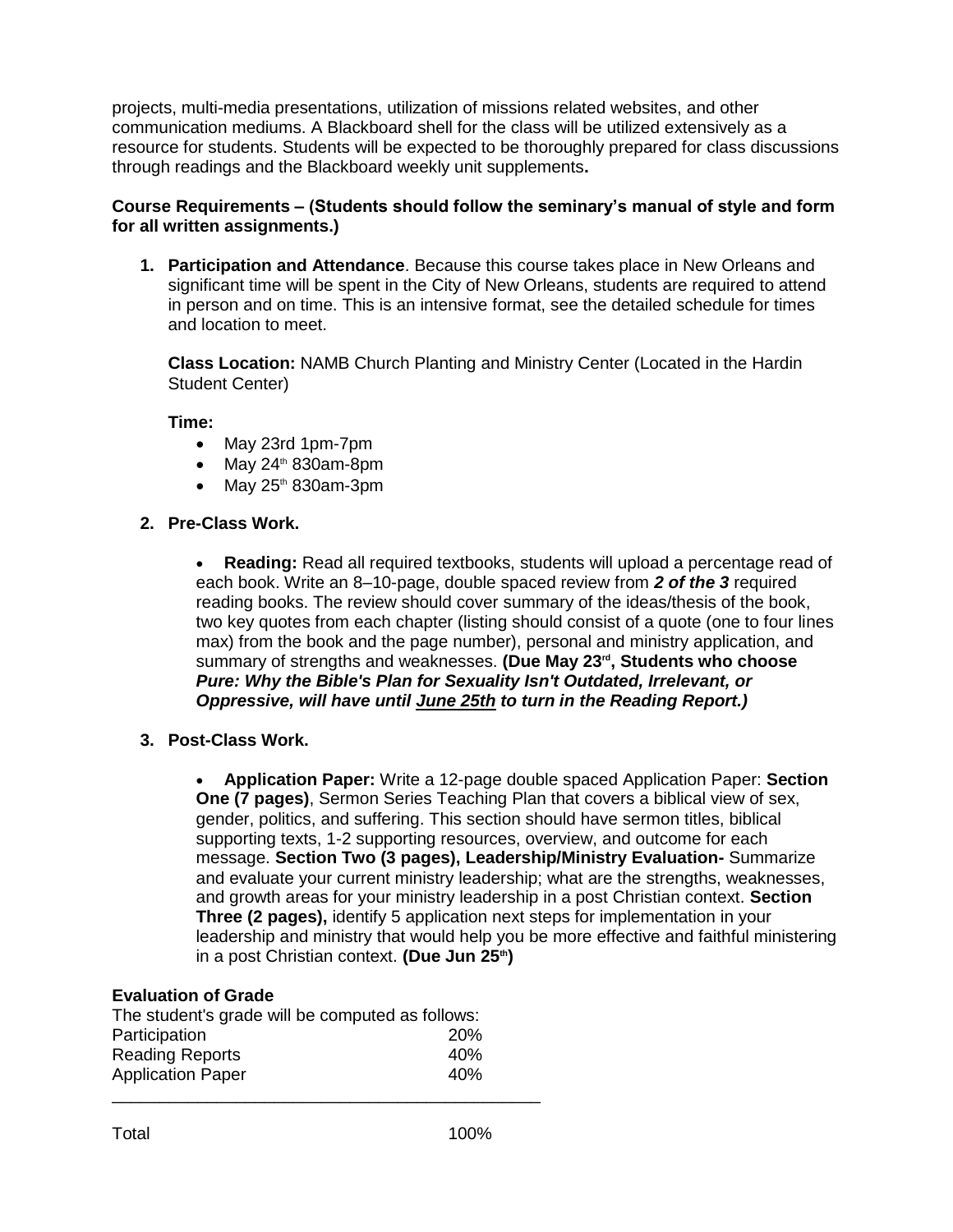projects, multi-media presentations, utilization of missions related websites, and other communication mediums. A Blackboard shell for the class will be utilized extensively as a resource for students. Students will be expected to be thoroughly prepared for class discussions through readings and the Blackboard weekly unit supplements**.**

**Course Requirements – (Students should follow the seminary's manual of style and form for all written assignments.)**

1. **Participation and Attendance**. Because this course takes place in New Orleans and significant time will be spent in the City of New Orleans, students are required to attend in person and on time. This is an intensive format, see the detailed schedule for times and location to meet.

   **Class Location:** NAMB Church Planting and Ministry Center (Located in the Hardin Student Center)

   **Time:**
   - May 23rd 1pm-7pm
   - May 24th 830am-8pm
   - May 25th 830am-3pm

2. **Pre-Class Work.**

   - **Reading:** Read all required textbooks, students will upload a percentage read of each book. Write an 8–10-page, double spaced review from ***2 of the 3*** required reading books. The review should cover summary of the ideas/thesis of the book, two key quotes from each chapter (listing should consist of a quote (one to four lines max) from the book and the page number), personal and ministry application, and summary of strengths and weaknesses. **(Due May 23rd, Students who choose *Pure: Why the Bible's Plan for Sexuality Isn't Outdated, Irrelevant, or Oppressive, will have until <u>June 25th</u> to turn in the Reading Report.)***

3. **Post-Class Work.**

   - **Application Paper:** Write a 12-page double spaced Application Paper: **Section One (7 pages)**, Sermon Series Teaching Plan that covers a biblical view of sex, gender, politics, and suffering. This section should have sermon titles, biblical supporting texts, 1-2 supporting resources, overview, and outcome for each message. **Section Two (3 pages), Leadership/Ministry Evaluation-** Summarize and evaluate your current ministry leadership; what are the strengths, weaknesses, and growth areas for your ministry leadership in a post Christian context. **Section Three (2 pages),** identify 5 application next steps for implementation in your leadership and ministry that would help you be more effective and faithful ministering in a post Christian context. **(Due Jun 25th)**

**Evaluation of Grade**

The student's grade will be computed as follows:

| | |
|---|---|
| Participation | 20% |
| Reading Reports | 40% |
| Application Paper | 40% |
| Total | 100% |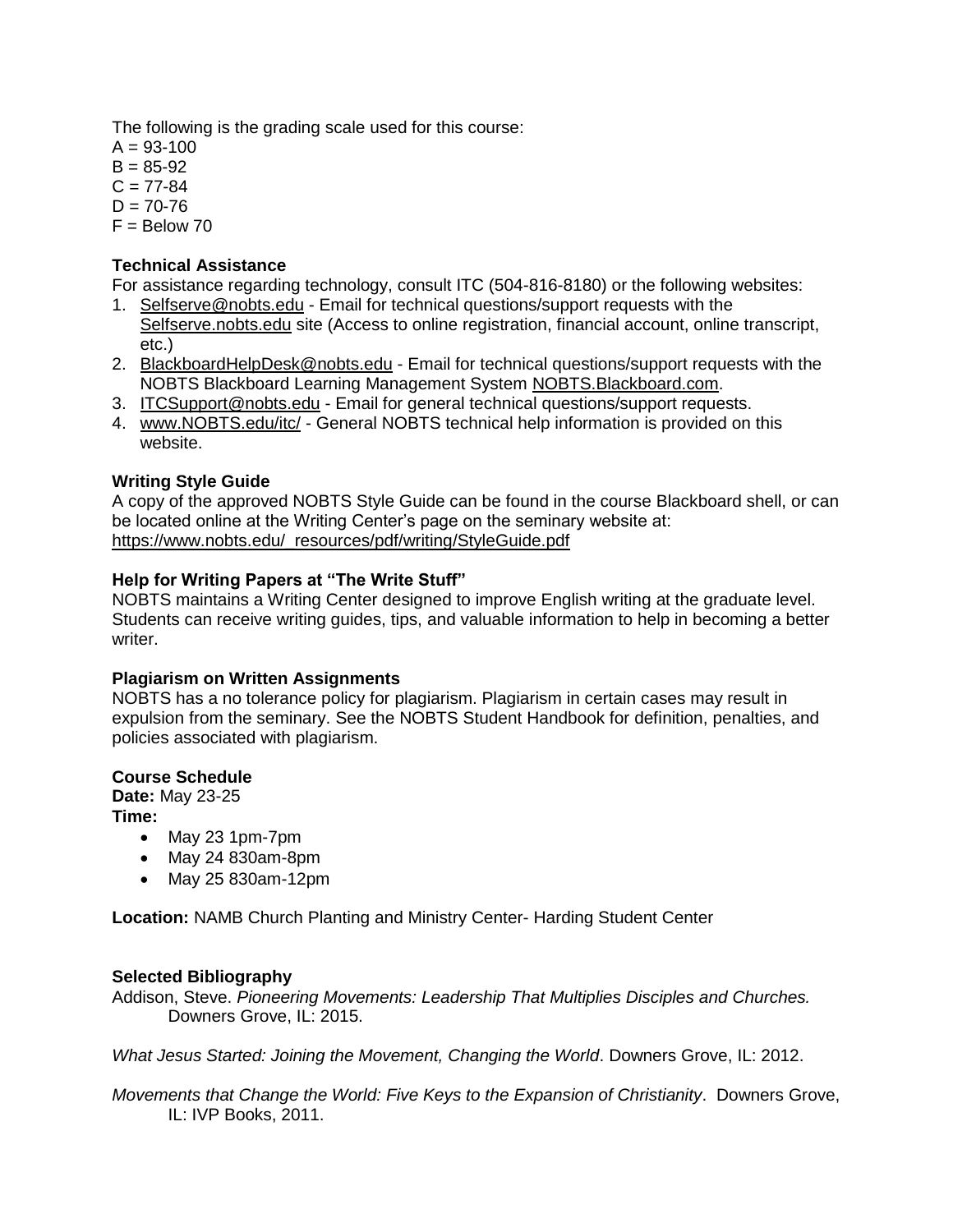The following is the grading scale used for this course:
A = 93-100
B = 85-92
C = 77-84
D = 70-76
F = Below 70

**Technical Assistance**

For assistance regarding technology, consult ITC (504-816-8180) or the following websites:

1. Selfserve@nobts.edu - Email for technical questions/support requests with the Selfserve.nobts.edu site (Access to online registration, financial account, online transcript, etc.)
2. BlackboardHelpDesk@nobts.edu - Email for technical questions/support requests with the NOBTS Blackboard Learning Management System NOBTS.Blackboard.com.
3. ITCSupport@nobts.edu - Email for general technical questions/support requests.
4. www.NOBTS.edu/itc/ - General NOBTS technical help information is provided on this website.

**Writing Style Guide**

A copy of the approved NOBTS Style Guide can be found in the course Blackboard shell, or can be located online at the Writing Center's page on the seminary website at: https://www.nobts.edu/_resources/pdf/writing/StyleGuide.pdf

**Help for Writing Papers at "The Write Stuff"**

NOBTS maintains a Writing Center designed to improve English writing at the graduate level. Students can receive writing guides, tips, and valuable information to help in becoming a better writer.

**Plagiarism on Written Assignments**

NOBTS has a no tolerance policy for plagiarism. Plagiarism in certain cases may result in expulsion from the seminary. See the NOBTS Student Handbook for definition, penalties, and policies associated with plagiarism.

**Course Schedule**

**Date:** May 23-25
**Time:**

- May 23 1pm-7pm
- May 24 830am-8pm
- May 25 830am-12pm

**Location:** NAMB Church Planting and Ministry Center- Harding Student Center

**Selected Bibliography**

Addison, Steve. *Pioneering Movements: Leadership That Multiplies Disciples and Churches.* Downers Grove, IL: 2015.

*What Jesus Started: Joining the Movement, Changing the World*. Downers Grove, IL: 2012.

*Movements that Change the World: Five Keys to the Expansion of Christianity*. Downers Grove, IL: IVP Books, 2011.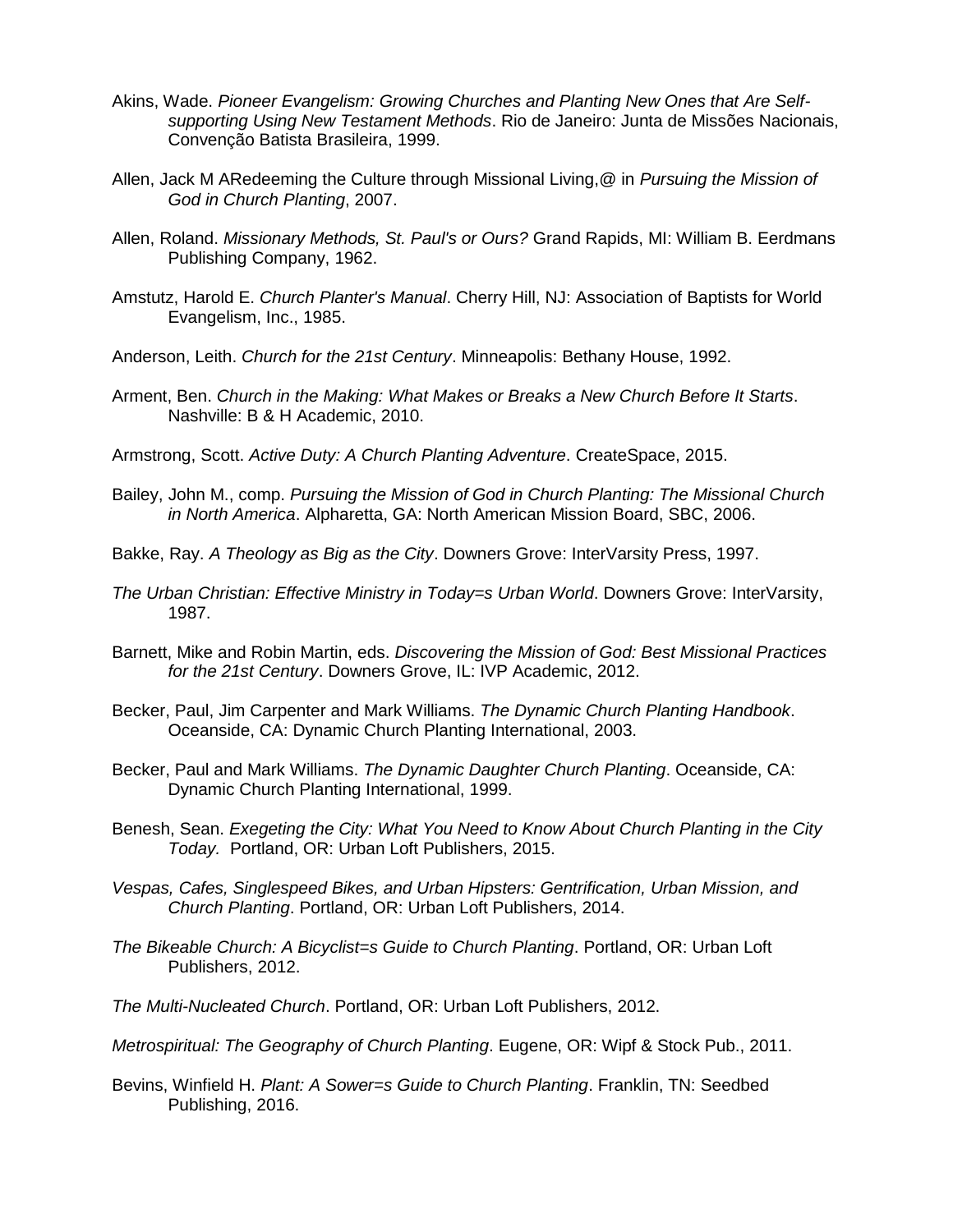Akins, Wade. *Pioneer Evangelism: Growing Churches and Planting New Ones that Are Self-supporting Using New Testament Methods*. Rio de Janeiro: Junta de Missões Nacionais, Convenção Batista Brasileira, 1999.

Allen, Jack M ARedeeming the Culture through Missional Living,@ in *Pursuing the Mission of God in Church Planting*, 2007.

Allen, Roland. *Missionary Methods, St. Paul's or Ours?* Grand Rapids, MI: William B. Eerdmans Publishing Company, 1962.

Amstutz, Harold E. *Church Planter's Manual*. Cherry Hill, NJ: Association of Baptists for World Evangelism, Inc., 1985.

Anderson, Leith. *Church for the 21st Century*. Minneapolis: Bethany House, 1992.

Arment, Ben. *Church in the Making: What Makes or Breaks a New Church Before It Starts*. Nashville: B & H Academic, 2010.

Armstrong, Scott. *Active Duty: A Church Planting Adventure*. CreateSpace, 2015.

Bailey, John M., comp. *Pursuing the Mission of God in Church Planting: The Missional Church in North America*. Alpharetta, GA: North American Mission Board, SBC, 2006.

Bakke, Ray. *A Theology as Big as the City*. Downers Grove: InterVarsity Press, 1997.

*The Urban Christian: Effective Ministry in Today=s Urban World*. Downers Grove: InterVarsity, 1987.

Barnett, Mike and Robin Martin, eds. *Discovering the Mission of God: Best Missional Practices for the 21st Century*. Downers Grove, IL: IVP Academic, 2012.

Becker, Paul, Jim Carpenter and Mark Williams. *The Dynamic Church Planting Handbook*. Oceanside, CA: Dynamic Church Planting International, 2003.

Becker, Paul and Mark Williams. *The Dynamic Daughter Church Planting*. Oceanside, CA: Dynamic Church Planting International, 1999.

Benesh, Sean. *Exegeting the City: What You Need to Know About Church Planting in the City Today.* Portland, OR: Urban Loft Publishers, 2015.

*Vespas, Cafes, Singlespeed Bikes, and Urban Hipsters: Gentrification, Urban Mission, and Church Planting*. Portland, OR: Urban Loft Publishers, 2014.

*The Bikeable Church: A Bicyclist=s Guide to Church Planting*. Portland, OR: Urban Loft Publishers, 2012.

*The Multi-Nucleated Church*. Portland, OR: Urban Loft Publishers, 2012.

*Metrospiritual: The Geography of Church Planting*. Eugene, OR: Wipf & Stock Pub., 2011.

Bevins, Winfield H. *Plant: A Sower=s Guide to Church Planting*. Franklin, TN: Seedbed Publishing, 2016.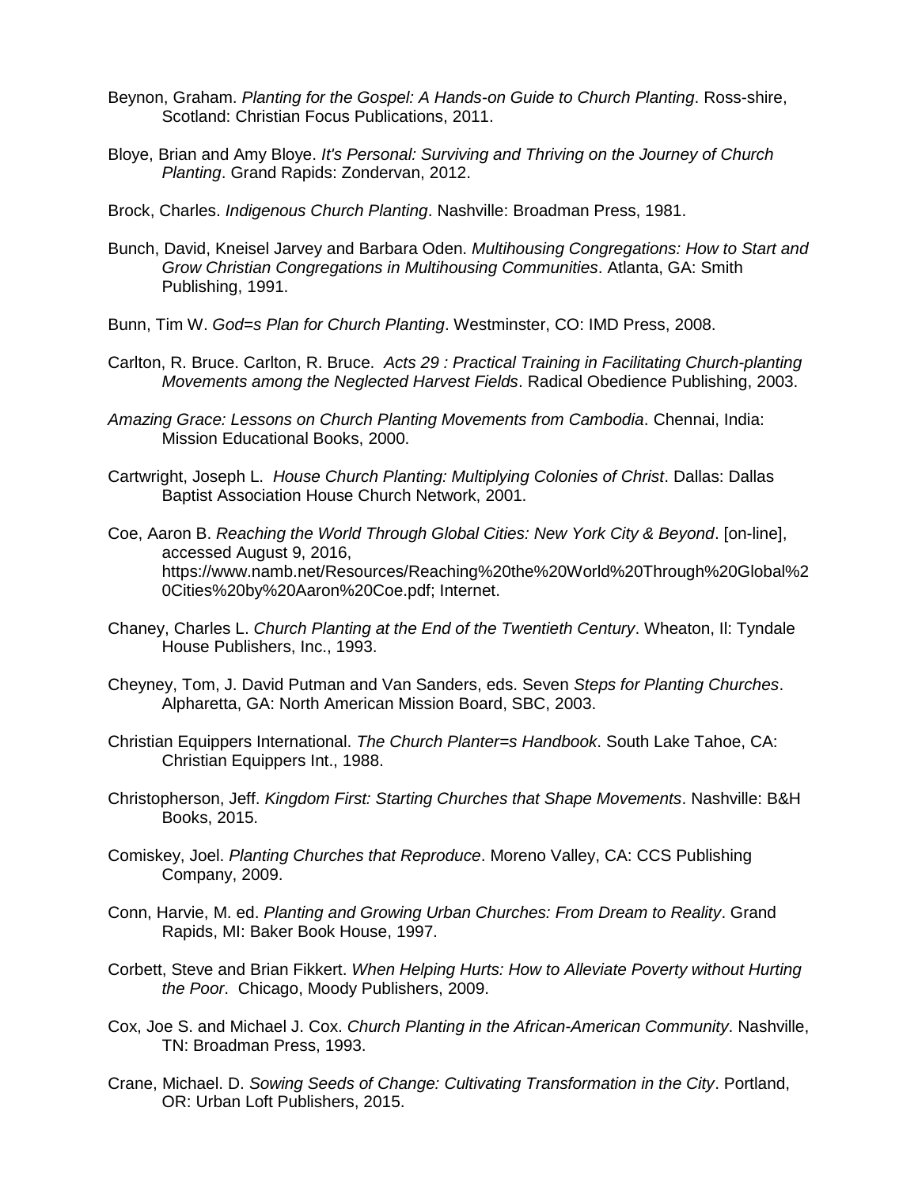Beynon, Graham. *Planting for the Gospel: A Hands-on Guide to Church Planting*. Ross-shire, Scotland: Christian Focus Publications, 2011.

Bloye, Brian and Amy Bloye. *It's Personal: Surviving and Thriving on the Journey of Church Planting*. Grand Rapids: Zondervan, 2012.

Brock, Charles. *Indigenous Church Planting*. Nashville: Broadman Press, 1981.

Bunch, David, Kneisel Jarvey and Barbara Oden. *Multihousing Congregations: How to Start and Grow Christian Congregations in Multihousing Communities*. Atlanta, GA: Smith Publishing, 1991.

Bunn, Tim W. *God=s Plan for Church Planting*. Westminster, CO: IMD Press, 2008.

Carlton, R. Bruce. Carlton, R. Bruce. *Acts 29 : Practical Training in Facilitating Church-planting Movements among the Neglected Harvest Fields*. Radical Obedience Publishing, 2003.

*Amazing Grace: Lessons on Church Planting Movements from Cambodia*. Chennai, India: Mission Educational Books, 2000.

Cartwright, Joseph L. *House Church Planting: Multiplying Colonies of Christ*. Dallas: Dallas Baptist Association House Church Network, 2001.

Coe, Aaron B. *Reaching the World Through Global Cities: New York City & Beyond*. [on-line], accessed August 9, 2016, https://www.namb.net/Resources/Reaching%20the%20World%20Through%20Global%20Cities%20by%20Aaron%20Coe.pdf; Internet.

Chaney, Charles L. *Church Planting at the End of the Twentieth Century*. Wheaton, Il: Tyndale House Publishers, Inc., 1993.

Cheyney, Tom, J. David Putman and Van Sanders, eds. Seven *Steps for Planting Churches*. Alpharetta, GA: North American Mission Board, SBC, 2003.

Christian Equippers International. *The Church Planter=s Handbook*. South Lake Tahoe, CA: Christian Equippers Int., 1988.

Christopherson, Jeff. *Kingdom First: Starting Churches that Shape Movements*. Nashville: B&H Books, 2015.

Comiskey, Joel. *Planting Churches that Reproduce*. Moreno Valley, CA: CCS Publishing Company, 2009.

Conn, Harvie, M. ed. *Planting and Growing Urban Churches: From Dream to Reality*. Grand Rapids, MI: Baker Book House, 1997.

Corbett, Steve and Brian Fikkert. *When Helping Hurts: How to Alleviate Poverty without Hurting the Poor*. Chicago, Moody Publishers, 2009.

Cox, Joe S. and Michael J. Cox. *Church Planting in the African-American Community*. Nashville, TN: Broadman Press, 1993.

Crane, Michael. D. *Sowing Seeds of Change: Cultivating Transformation in the City*. Portland, OR: Urban Loft Publishers, 2015.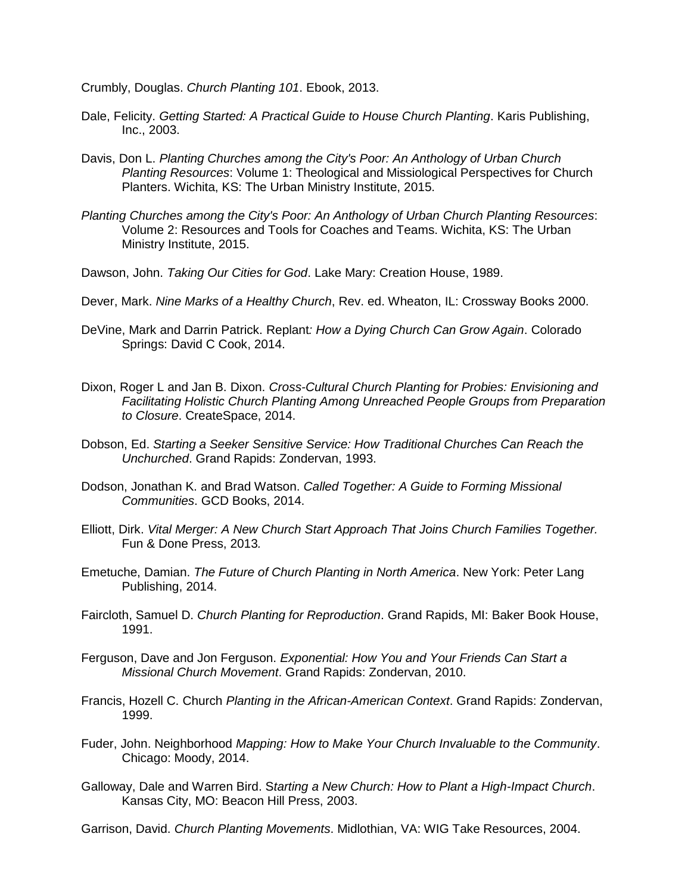Crumbly, Douglas. *Church Planting 101*. Ebook, 2013.

Dale, Felicity. *Getting Started: A Practical Guide to House Church Planting*. Karis Publishing, Inc., 2003.

Davis, Don L. *Planting Churches among the City's Poor: An Anthology of Urban Church Planting Resources*: Volume 1: Theological and Missiological Perspectives for Church Planters. Wichita, KS: The Urban Ministry Institute, 2015.

*Planting Churches among the City's Poor: An Anthology of Urban Church Planting Resources*: Volume 2: Resources and Tools for Coaches and Teams. Wichita, KS: The Urban Ministry Institute, 2015.

Dawson, John. *Taking Our Cities for God*. Lake Mary: Creation House, 1989.

Dever, Mark. *Nine Marks of a Healthy Church*, Rev. ed. Wheaton, IL: Crossway Books 2000.

DeVine, Mark and Darrin Patrick. Replant*: How a Dying Church Can Grow Again*. Colorado Springs: David C Cook, 2014.

Dixon, Roger L and Jan B. Dixon. *Cross-Cultural Church Planting for Probies: Envisioning and Facilitating Holistic Church Planting Among Unreached People Groups from Preparation to Closure*. CreateSpace, 2014.

Dobson, Ed. *Starting a Seeker Sensitive Service: How Traditional Churches Can Reach the Unchurched*. Grand Rapids: Zondervan, 1993.

Dodson, Jonathan K. and Brad Watson. *Called Together: A Guide to Forming Missional Communities*. GCD Books, 2014.

Elliott, Dirk. *Vital Merger: A New Church Start Approach That Joins Church Families Together.* Fun & Done Press, 2013*.*

Emetuche, Damian. *The Future of Church Planting in North America*. New York: Peter Lang Publishing, 2014.

Faircloth, Samuel D. *Church Planting for Reproduction*. Grand Rapids, MI: Baker Book House, 1991.

Ferguson, Dave and Jon Ferguson. *Exponential: How You and Your Friends Can Start a Missional Church Movement*. Grand Rapids: Zondervan, 2010.

Francis, Hozell C. Church *Planting in the African-American Context*. Grand Rapids: Zondervan, 1999.

Fuder, John. Neighborhood *Mapping: How to Make Your Church Invaluable to the Community*. Chicago: Moody, 2014.

Galloway, Dale and Warren Bird. S*tarting a New Church: How to Plant a High-Impact Church*. Kansas City, MO: Beacon Hill Press, 2003.

Garrison, David. *Church Planting Movements*. Midlothian, VA: WIG Take Resources, 2004.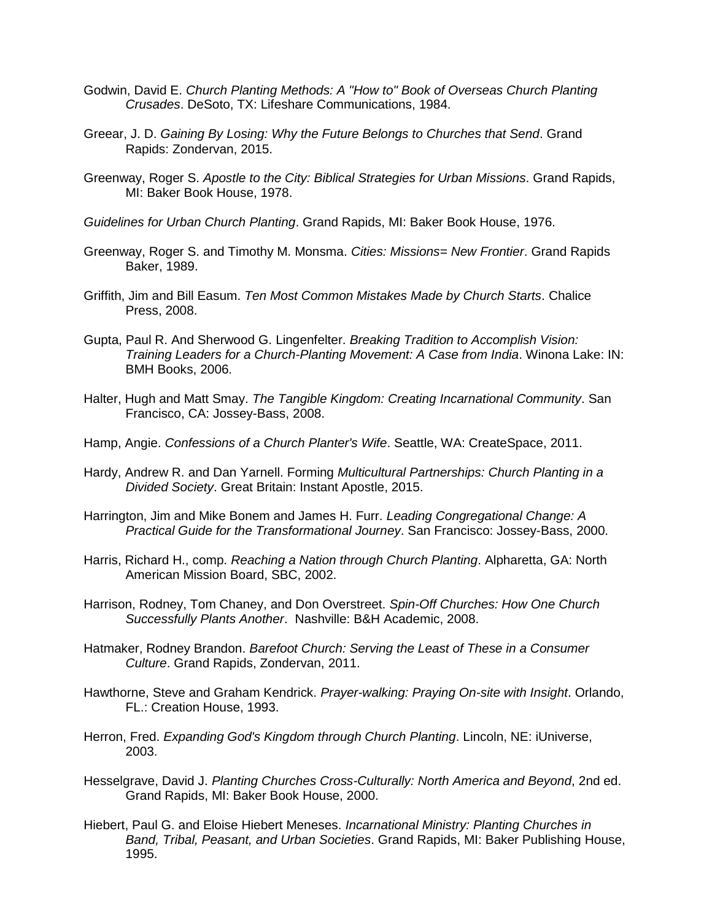Godwin, David E. *Church Planting Methods: A "How to" Book of Overseas Church Planting Crusades*. DeSoto, TX: Lifeshare Communications, 1984.

Greear, J. D. *Gaining By Losing: Why the Future Belongs to Churches that Send*. Grand Rapids: Zondervan, 2015.

Greenway, Roger S. *Apostle to the City: Biblical Strategies for Urban Missions*. Grand Rapids, MI: Baker Book House, 1978.

*Guidelines for Urban Church Planting*. Grand Rapids, MI: Baker Book House, 1976.

Greenway, Roger S. and Timothy M. Monsma. *Cities: Missions= New Frontier*. Grand Rapids Baker, 1989.

Griffith, Jim and Bill Easum. *Ten Most Common Mistakes Made by Church Starts*. Chalice Press, 2008.

Gupta, Paul R. And Sherwood G. Lingenfelter. *Breaking Tradition to Accomplish Vision: Training Leaders for a Church-Planting Movement: A Case from India*. Winona Lake: IN: BMH Books, 2006.

Halter, Hugh and Matt Smay. *The Tangible Kingdom: Creating Incarnational Community*. San Francisco, CA: Jossey-Bass, 2008.

Hamp, Angie. *Confessions of a Church Planter's Wife*. Seattle, WA: CreateSpace, 2011.

Hardy, Andrew R. and Dan Yarnell. Forming *Multicultural Partnerships: Church Planting in a Divided Society*. Great Britain: Instant Apostle, 2015.

Harrington, Jim and Mike Bonem and James H. Furr. *Leading Congregational Change: A Practical Guide for the Transformational Journey*. San Francisco: Jossey-Bass, 2000.

Harris, Richard H., comp. *Reaching a Nation through Church Planting*. Alpharetta, GA: North American Mission Board, SBC, 2002.

Harrison, Rodney, Tom Chaney, and Don Overstreet. *Spin-Off Churches: How One Church Successfully Plants Another*. Nashville: B&H Academic, 2008.

Hatmaker, Rodney Brandon. *Barefoot Church: Serving the Least of These in a Consumer Culture*. Grand Rapids, Zondervan, 2011.

Hawthorne, Steve and Graham Kendrick. *Prayer-walking: Praying On-site with Insight*. Orlando, FL.: Creation House, 1993.

Herron, Fred. *Expanding God's Kingdom through Church Planting*. Lincoln, NE: iUniverse, 2003.

Hesselgrave, David J. *Planting Churches Cross-Culturally: North America and Beyond*, 2nd ed. Grand Rapids, MI: Baker Book House, 2000.

Hiebert, Paul G. and Eloise Hiebert Meneses. *Incarnational Ministry: Planting Churches in Band, Tribal, Peasant, and Urban Societies*. Grand Rapids, MI: Baker Publishing House, 1995.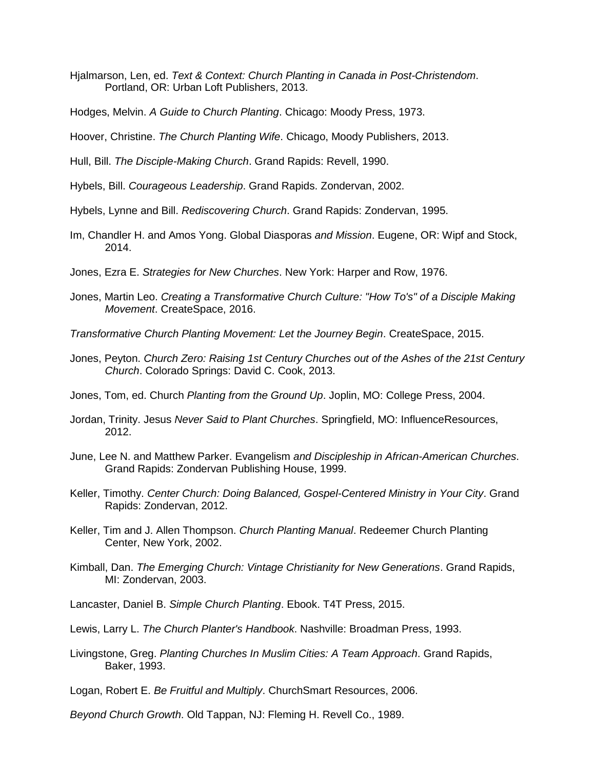Hjalmarson, Len, ed. *Text & Context: Church Planting in Canada in Post-Christendom*. Portland, OR: Urban Loft Publishers, 2013.

Hodges, Melvin. *A Guide to Church Planting*. Chicago: Moody Press, 1973.

Hoover, Christine. *The Church Planting Wife*. Chicago, Moody Publishers, 2013.

Hull, Bill. *The Disciple-Making Church*. Grand Rapids: Revell, 1990.

Hybels, Bill. *Courageous Leadership*. Grand Rapids. Zondervan, 2002.

Hybels, Lynne and Bill. *Rediscovering Church*. Grand Rapids: Zondervan, 1995.

Im, Chandler H. and Amos Yong. Global Diasporas *and Mission*. Eugene, OR: Wipf and Stock, 2014.

Jones, Ezra E. *Strategies for New Churches*. New York: Harper and Row, 1976.

Jones, Martin Leo. *Creating a Transformative Church Culture: "How To's" of a Disciple Making Movement*. CreateSpace, 2016.

*Transformative Church Planting Movement: Let the Journey Begin*. CreateSpace, 2015.

Jones, Peyton. *Church Zero: Raising 1st Century Churches out of the Ashes of the 21st Century Church*. Colorado Springs: David C. Cook, 2013.

Jones, Tom, ed. Church *Planting from the Ground Up*. Joplin, MO: College Press, 2004.

Jordan, Trinity. Jesus *Never Said to Plant Churches*. Springfield, MO: InfluenceResources, 2012.

June, Lee N. and Matthew Parker. Evangelism *and Discipleship in African-American Churches*. Grand Rapids: Zondervan Publishing House, 1999.

Keller, Timothy. *Center Church: Doing Balanced, Gospel-Centered Ministry in Your City*. Grand Rapids: Zondervan, 2012.

Keller, Tim and J. Allen Thompson. *Church Planting Manual*. Redeemer Church Planting Center, New York, 2002.

Kimball, Dan. *The Emerging Church: Vintage Christianity for New Generations*. Grand Rapids, MI: Zondervan, 2003.

Lancaster, Daniel B. *Simple Church Planting*. Ebook. T4T Press, 2015.

Lewis, Larry L. *The Church Planter's Handbook*. Nashville: Broadman Press, 1993.

Livingstone, Greg. *Planting Churches In Muslim Cities: A Team Approach*. Grand Rapids, Baker, 1993.

Logan, Robert E. *Be Fruitful and Multiply*. ChurchSmart Resources, 2006.

*Beyond Church Growth*. Old Tappan, NJ: Fleming H. Revell Co., 1989.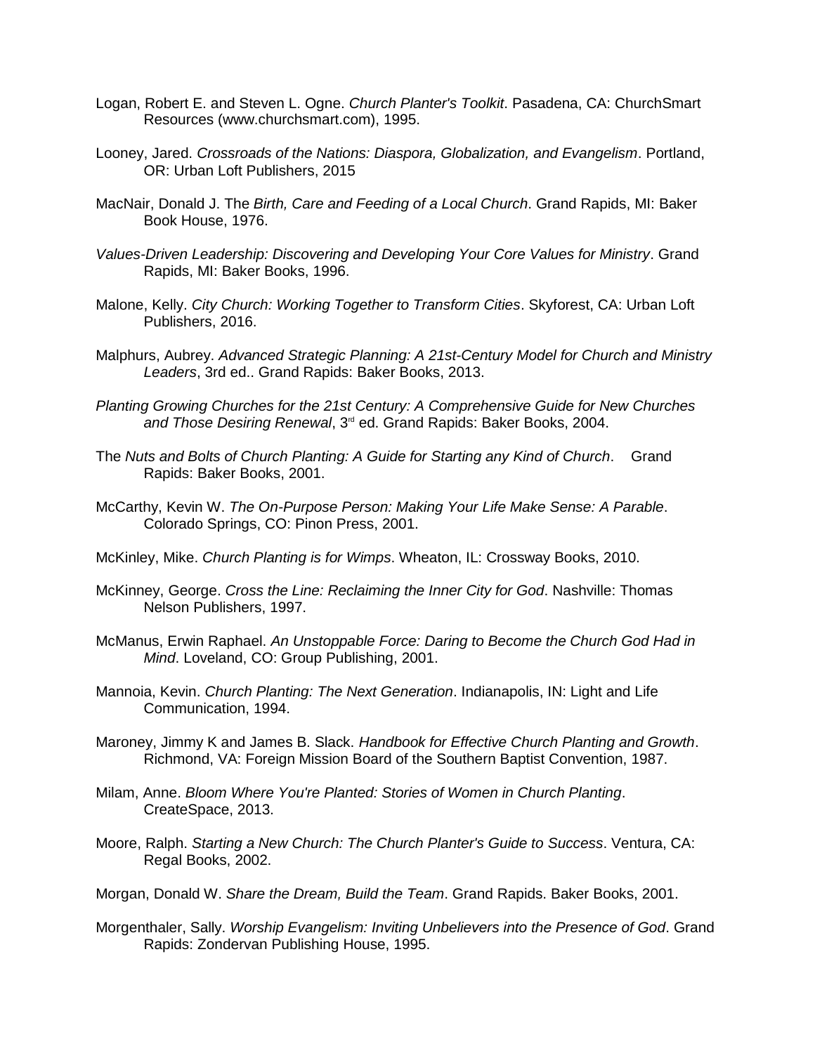Logan, Robert E. and Steven L. Ogne. *Church Planter's Toolkit*. Pasadena, CA: ChurchSmart Resources (www.churchsmart.com), 1995.

Looney, Jared. *Crossroads of the Nations: Diaspora, Globalization, and Evangelism*. Portland, OR: Urban Loft Publishers, 2015

MacNair, Donald J. The *Birth, Care and Feeding of a Local Church*. Grand Rapids, MI: Baker Book House, 1976.

*Values-Driven Leadership: Discovering and Developing Your Core Values for Ministry*. Grand Rapids, MI: Baker Books, 1996.

Malone, Kelly. *City Church: Working Together to Transform Cities*. Skyforest, CA: Urban Loft Publishers, 2016.

Malphurs, Aubrey. *Advanced Strategic Planning: A 21st-Century Model for Church and Ministry Leaders*, 3rd ed.. Grand Rapids: Baker Books, 2013.

*Planting Growing Churches for the 21st Century: A Comprehensive Guide for New Churches and Those Desiring Renewal*, 3rd ed. Grand Rapids: Baker Books, 2004.

The *Nuts and Bolts of Church Planting: A Guide for Starting any Kind of Church*. Grand Rapids: Baker Books, 2001.

McCarthy, Kevin W. *The On-Purpose Person: Making Your Life Make Sense: A Parable*. Colorado Springs, CO: Pinon Press, 2001.

McKinley, Mike. *Church Planting is for Wimps*. Wheaton, IL: Crossway Books, 2010.

McKinney, George. *Cross the Line: Reclaiming the Inner City for God*. Nashville: Thomas Nelson Publishers, 1997.

McManus, Erwin Raphael. *An Unstoppable Force: Daring to Become the Church God Had in Mind*. Loveland, CO: Group Publishing, 2001.

Mannoia, Kevin. *Church Planting: The Next Generation*. Indianapolis, IN: Light and Life Communication, 1994.

Maroney, Jimmy K and James B. Slack. *Handbook for Effective Church Planting and Growth*. Richmond, VA: Foreign Mission Board of the Southern Baptist Convention, 1987.

Milam, Anne. *Bloom Where You're Planted: Stories of Women in Church Planting*. CreateSpace, 2013.

Moore, Ralph. *Starting a New Church: The Church Planter's Guide to Success*. Ventura, CA: Regal Books, 2002.

Morgan, Donald W. *Share the Dream, Build the Team*. Grand Rapids. Baker Books, 2001.

Morgenthaler, Sally. *Worship Evangelism: Inviting Unbelievers into the Presence of God*. Grand Rapids: Zondervan Publishing House, 1995.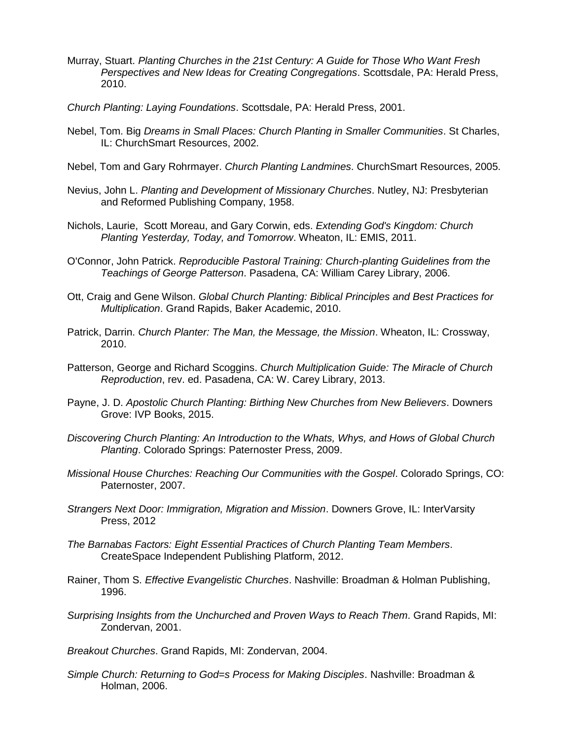Murray, Stuart. *Planting Churches in the 21st Century: A Guide for Those Who Want Fresh Perspectives and New Ideas for Creating Congregations*. Scottsdale, PA: Herald Press, 2010.

*Church Planting: Laying Foundations*. Scottsdale, PA: Herald Press, 2001.

Nebel, Tom. Big *Dreams in Small Places: Church Planting in Smaller Communities*. St Charles, IL: ChurchSmart Resources, 2002.

Nebel, Tom and Gary Rohrmayer. *Church Planting Landmines*. ChurchSmart Resources, 2005.

Nevius, John L. *Planting and Development of Missionary Churches*. Nutley, NJ: Presbyterian and Reformed Publishing Company, 1958.

Nichols, Laurie, Scott Moreau, and Gary Corwin, eds. *Extending God's Kingdom: Church Planting Yesterday, Today, and Tomorrow*. Wheaton, IL: EMIS, 2011.

O'Connor, John Patrick. *Reproducible Pastoral Training: Church-planting Guidelines from the Teachings of George Patterson*. Pasadena, CA: William Carey Library, 2006.

Ott, Craig and Gene Wilson. *Global Church Planting: Biblical Principles and Best Practices for Multiplication*. Grand Rapids, Baker Academic, 2010.

Patrick, Darrin. *Church Planter: The Man, the Message, the Mission*. Wheaton, IL: Crossway, 2010.

Patterson, George and Richard Scoggins. *Church Multiplication Guide: The Miracle of Church Reproduction*, rev. ed. Pasadena, CA: W. Carey Library, 2013.

Payne, J. D. *Apostolic Church Planting: Birthing New Churches from New Believers*. Downers Grove: IVP Books, 2015.

*Discovering Church Planting: An Introduction to the Whats, Whys, and Hows of Global Church Planting*. Colorado Springs: Paternoster Press, 2009.

*Missional House Churches: Reaching Our Communities with the Gospel*. Colorado Springs, CO: Paternoster, 2007.

*Strangers Next Door: Immigration, Migration and Mission*. Downers Grove, IL: InterVarsity Press, 2012

*The Barnabas Factors: Eight Essential Practices of Church Planting Team Members*. CreateSpace Independent Publishing Platform, 2012.

Rainer, Thom S. *Effective Evangelistic Churches*. Nashville: Broadman & Holman Publishing, 1996.

*Surprising Insights from the Unchurched and Proven Ways to Reach Them*. Grand Rapids, MI: Zondervan, 2001.

*Breakout Churches*. Grand Rapids, MI: Zondervan, 2004.

*Simple Church: Returning to God=s Process for Making Disciples*. Nashville: Broadman & Holman, 2006.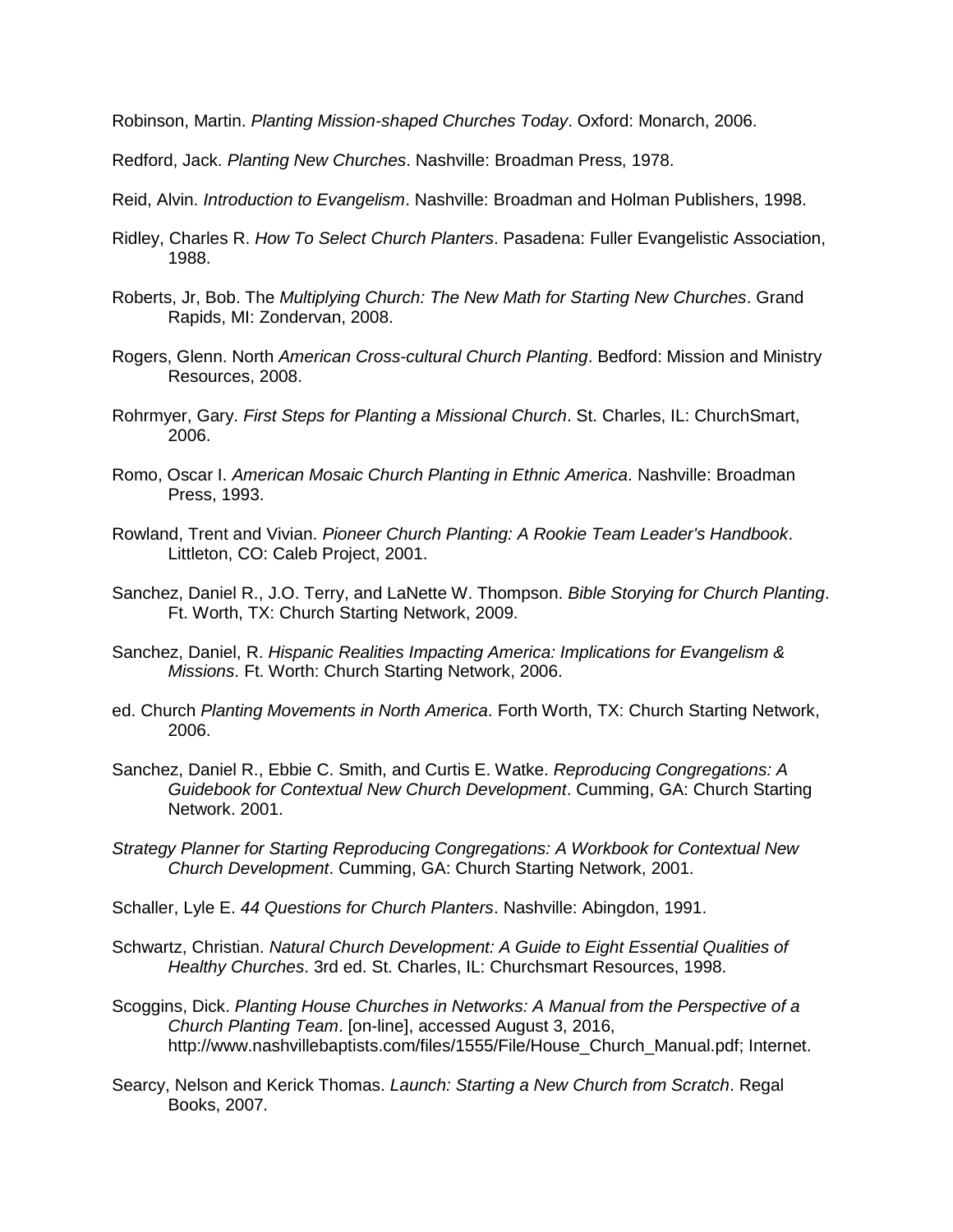Robinson, Martin. *Planting Mission-shaped Churches Today*. Oxford: Monarch, 2006.

Redford, Jack. *Planting New Churches*. Nashville: Broadman Press, 1978.

Reid, Alvin. *Introduction to Evangelism*. Nashville: Broadman and Holman Publishers, 1998.

Ridley, Charles R. *How To Select Church Planters*. Pasadena: Fuller Evangelistic Association, 1988.

Roberts, Jr, Bob. The *Multiplying Church: The New Math for Starting New Churches*. Grand Rapids, MI: Zondervan, 2008.

Rogers, Glenn. North *American Cross-cultural Church Planting*. Bedford: Mission and Ministry Resources, 2008.

Rohrmyer, Gary. *First Steps for Planting a Missional Church*. St. Charles, IL: ChurchSmart, 2006.

Romo, Oscar I. *American Mosaic Church Planting in Ethnic America*. Nashville: Broadman Press, 1993.

Rowland, Trent and Vivian. *Pioneer Church Planting: A Rookie Team Leader's Handbook*. Littleton, CO: Caleb Project, 2001.

Sanchez, Daniel R., J.O. Terry, and LaNette W. Thompson. *Bible Storying for Church Planting*. Ft. Worth, TX: Church Starting Network, 2009.

Sanchez, Daniel, R. *Hispanic Realities Impacting America: Implications for Evangelism & Missions*. Ft. Worth: Church Starting Network, 2006.

ed. Church *Planting Movements in North America*. Forth Worth, TX: Church Starting Network, 2006.

Sanchez, Daniel R., Ebbie C. Smith, and Curtis E. Watke. *Reproducing Congregations: A Guidebook for Contextual New Church Development*. Cumming, GA: Church Starting Network. 2001.

*Strategy Planner for Starting Reproducing Congregations: A Workbook for Contextual New Church Development*. Cumming, GA: Church Starting Network, 2001.

Schaller, Lyle E. *44 Questions for Church Planters*. Nashville: Abingdon, 1991.

Schwartz, Christian. *Natural Church Development: A Guide to Eight Essential Qualities of Healthy Churches*. 3rd ed. St. Charles, IL: Churchsmart Resources, 1998.

Scoggins, Dick. *Planting House Churches in Networks: A Manual from the Perspective of a Church Planting Team*. [on-line], accessed August 3, 2016, http://www.nashvillebaptists.com/files/1555/File/House_Church_Manual.pdf; Internet.

Searcy, Nelson and Kerick Thomas. *Launch: Starting a New Church from Scratch*. Regal Books, 2007.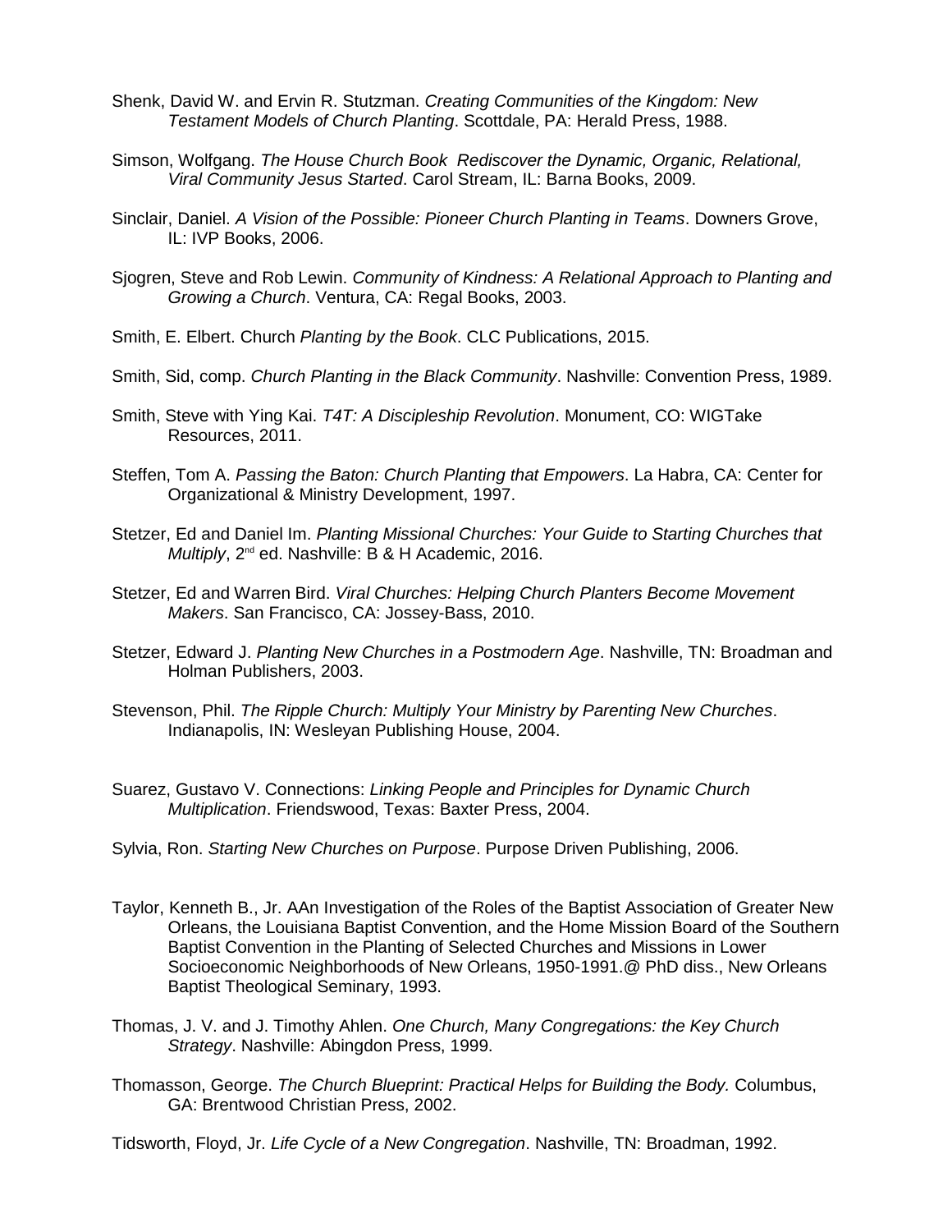Shenk, David W. and Ervin R. Stutzman. *Creating Communities of the Kingdom: New Testament Models of Church Planting*. Scottdale, PA: Herald Press, 1988.

Simson, Wolfgang. *The House Church Book Rediscover the Dynamic, Organic, Relational, Viral Community Jesus Started*. Carol Stream, IL: Barna Books, 2009.

Sinclair, Daniel. *A Vision of the Possible: Pioneer Church Planting in Teams*. Downers Grove, IL: IVP Books, 2006.

Sjogren, Steve and Rob Lewin. *Community of Kindness: A Relational Approach to Planting and Growing a Church*. Ventura, CA: Regal Books, 2003.

Smith, E. Elbert. Church *Planting by the Book*. CLC Publications, 2015.

Smith, Sid, comp. *Church Planting in the Black Community*. Nashville: Convention Press, 1989.

Smith, Steve with Ying Kai. *T4T: A Discipleship Revolution*. Monument, CO: WIGTake Resources, 2011.

Steffen, Tom A. *Passing the Baton: Church Planting that Empowers*. La Habra, CA: Center for Organizational & Ministry Development, 1997.

Stetzer, Ed and Daniel Im. *Planting Missional Churches: Your Guide to Starting Churches that Multiply*, 2nd ed. Nashville: B & H Academic, 2016.

Stetzer, Ed and Warren Bird. *Viral Churches: Helping Church Planters Become Movement Makers*. San Francisco, CA: Jossey-Bass, 2010.

Stetzer, Edward J. *Planting New Churches in a Postmodern Age*. Nashville, TN: Broadman and Holman Publishers, 2003.

Stevenson, Phil. *The Ripple Church: Multiply Your Ministry by Parenting New Churches*. Indianapolis, IN: Wesleyan Publishing House, 2004.

Suarez, Gustavo V. Connections: *Linking People and Principles for Dynamic Church Multiplication*. Friendswood, Texas: Baxter Press, 2004.

Sylvia, Ron. *Starting New Churches on Purpose*. Purpose Driven Publishing, 2006.

Taylor, Kenneth B., Jr. AAn Investigation of the Roles of the Baptist Association of Greater New Orleans, the Louisiana Baptist Convention, and the Home Mission Board of the Southern Baptist Convention in the Planting of Selected Churches and Missions in Lower Socioeconomic Neighborhoods of New Orleans, 1950-1991.@ PhD diss., New Orleans Baptist Theological Seminary, 1993.

Thomas, J. V. and J. Timothy Ahlen. *One Church, Many Congregations: the Key Church Strategy*. Nashville: Abingdon Press, 1999.

Thomasson, George. *The Church Blueprint: Practical Helps for Building the Body.* Columbus, GA: Brentwood Christian Press, 2002.

Tidsworth, Floyd, Jr. *Life Cycle of a New Congregation*. Nashville, TN: Broadman, 1992.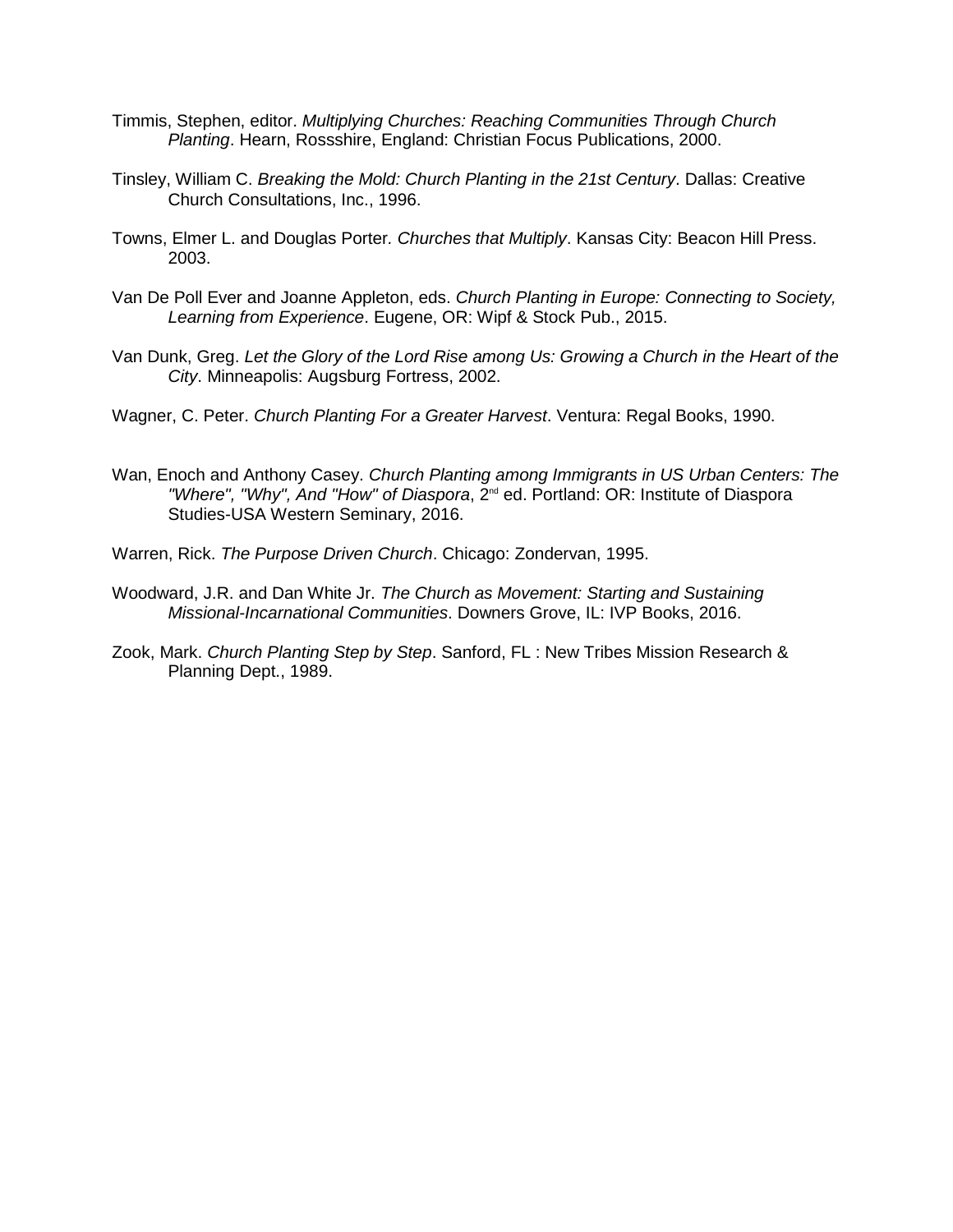Timmis, Stephen, editor. *Multiplying Churches: Reaching Communities Through Church Planting*. Hearn, Rossshire, England: Christian Focus Publications, 2000.

Tinsley, William C. *Breaking the Mold: Church Planting in the 21st Century*. Dallas: Creative Church Consultations, Inc., 1996.

Towns, Elmer L. and Douglas Porter. *Churches that Multiply*. Kansas City: Beacon Hill Press. 2003.

Van De Poll Ever and Joanne Appleton, eds. *Church Planting in Europe: Connecting to Society, Learning from Experience*. Eugene, OR: Wipf & Stock Pub., 2015.

Van Dunk, Greg. *Let the Glory of the Lord Rise among Us: Growing a Church in the Heart of the City*. Minneapolis: Augsburg Fortress, 2002.

Wagner, C. Peter. *Church Planting For a Greater Harvest*. Ventura: Regal Books, 1990.

Wan, Enoch and Anthony Casey. *Church Planting among Immigrants in US Urban Centers: The "Where", "Why", And "How" of Diaspora*, 2nd ed. Portland: OR: Institute of Diaspora Studies-USA Western Seminary, 2016.

Warren, Rick. *The Purpose Driven Church*. Chicago: Zondervan, 1995.

Woodward, J.R. and Dan White Jr. *The Church as Movement: Starting and Sustaining Missional-Incarnational Communities*. Downers Grove, IL: IVP Books, 2016.

Zook, Mark. *Church Planting Step by Step*. Sanford, FL : New Tribes Mission Research & Planning Dept., 1989.